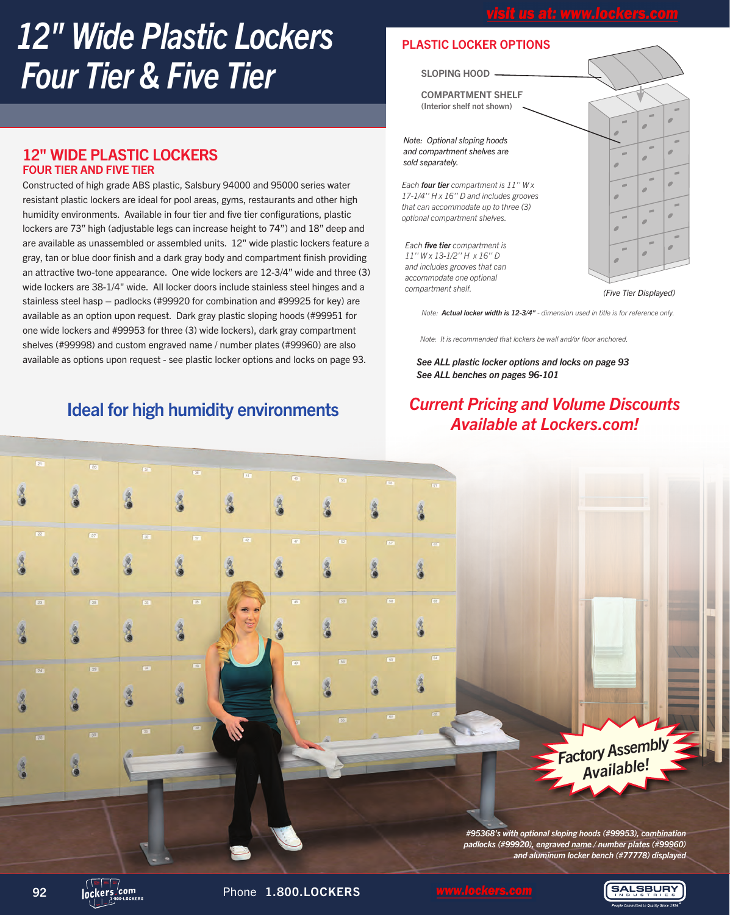# 12" Wide Plastic Lockers Four Tier & Five Tier

## 12" WIDE PLASTIC LOCKERS
### FOUR TIER AND FIVE TIER

Constructed of high grade ABS plastic, Salsbury 94000 and 95000 series water resistant plastic lockers are ideal for pool areas, gyms, restaurants and other high humidity environments. Available in four tier and five tier configurations, plastic lockers are 73" high (adjustable legs can increase height to 74") and 18" deep and are available as unassembled or assembled units. 12" wide plastic lockers feature a gray, tan or blue door finish and a dark gray body and compartment finish providing an attractive two-tone appearance. One wide lockers are 12-3/4" wide and three (3) wide lockers are 38-1/4" wide. All locker doors include stainless steel hinges and a stainless steel hasp – padlocks (#99920 for combination and #99925 for key) are available as an option upon request. Dark gray plastic sloping hoods (#99951 for one wide lockers and #99953 for three (3) wide lockers), dark gray compartment shelves (#99998) and custom engraved name / number plates (#99960) are also available as options upon request - see plastic locker options and locks on page 93.

## Ideal for high humidity environments

## PLASTIC LOCKER OPTIONS

SLOPING HOOD

COMPARTMENT SHELF
(Interior shelf not shown)

*Note: Optional sloping hoods and compartment shelves are sold separately.*

*Each **four tier** compartment is 11" W x 17-1/4" H x 16" D and includes grooves that can accommodate up to three (3) optional compartment shelves.*

*Each **five tier** compartment is 11" W x 13-1/2" H x 16" D and includes grooves that can accommodate one optional compartment shelf.*

*(Five Tier Displayed)*

*Note: **Actual locker width is 12-3/4"** - dimension used in title is for reference only.*

*Note: It is recommended that lockers be wall and/or floor anchored.*

***See ALL plastic locker options and locks on page 93***
***See ALL benches on pages 96-101***

## *Current Pricing and Volume Discounts Available at Lockers.com!*

**Factory Assembly Available!**

***#95368's with optional sloping hoods (#99953), combination padlocks (#99920), engraved name / number plates (#99960) and aluminum locker bench (#77778) displayed***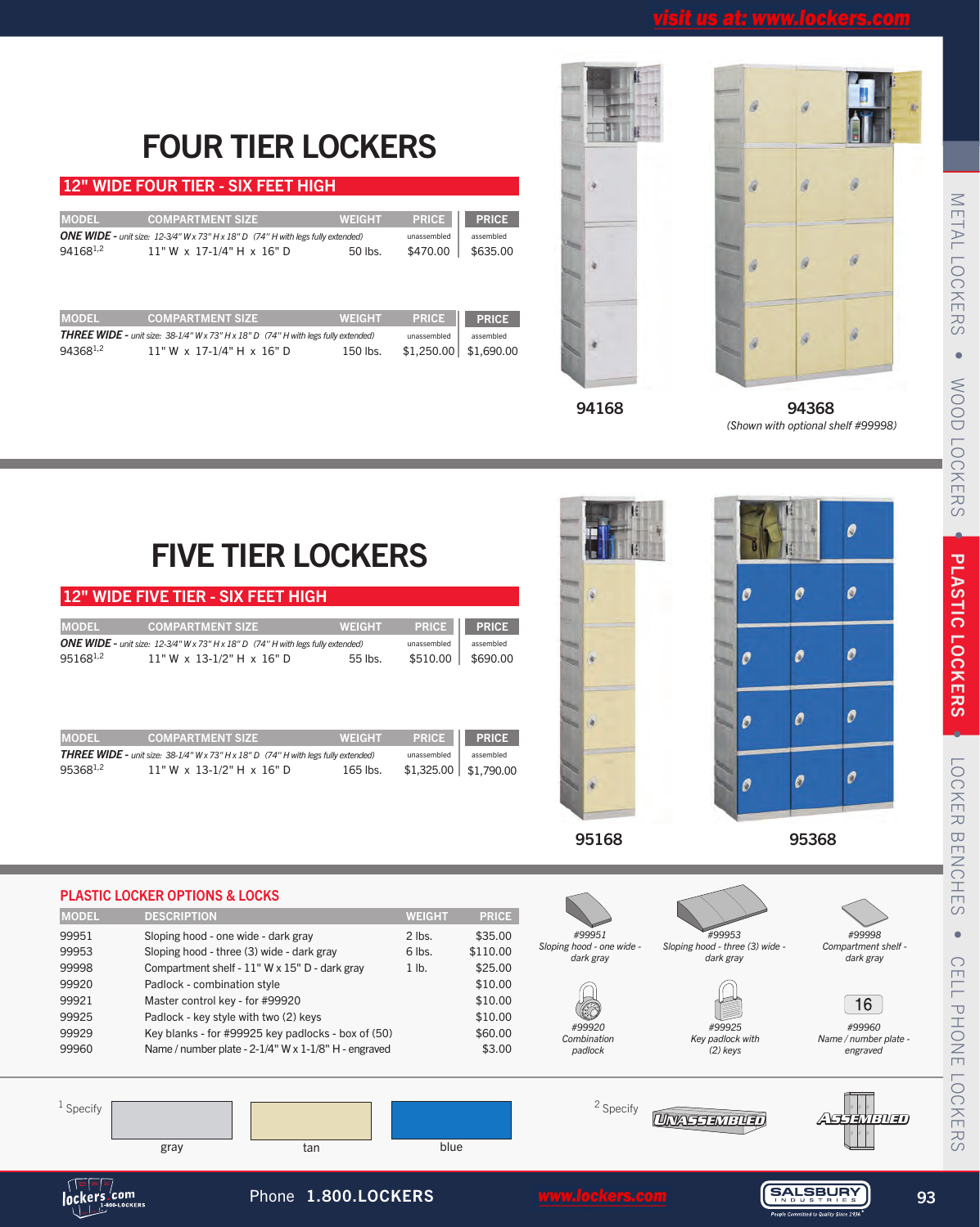# FOUR TIER LOCKERS

## 12" WIDE FOUR TIER - SIX FEET HIGH

| MODEL | COMPARTMENT SIZE | WEIGHT | PRICE | PRICE |
|---|---|---|---|---|
| ***ONE WIDE** - unit size: 12-3/4" W x 73" H x 18" D (74" H with legs fully extended)* | | | unassembled | assembled |
| 94168[1,2] | 11" W x 17-1/4" H x 16" D | 50 lbs. | $470.00 | $635.00 |

| MODEL | COMPARTMENT SIZE | WEIGHT | PRICE | PRICE |
|---|---|---|---|---|
| ***THREE WIDE** - unit size: 38-1/4" W x 73" H x 18" D (74" H with legs fully extended)* | | | unassembled | assembled |
| 94368[1,2] | 11" W x 17-1/4" H x 16" D | 150 lbs. | $1,250.00 | $1,690.00 |

94168

94368
*(Shown with optional shelf #99998)*

# FIVE TIER LOCKERS

## 12" WIDE FIVE TIER - SIX FEET HIGH

| MODEL | COMPARTMENT SIZE | WEIGHT | PRICE | PRICE |
|---|---|---|---|---|
| ***ONE WIDE** - unit size: 12-3/4" W x 73" H x 18" D (74" H with legs fully extended)* | | | unassembled | assembled |
| 95168[1,2] | 11" W x 13-1/2" H x 16" D | 55 lbs. | $510.00 | $690.00 |

| MODEL | COMPARTMENT SIZE | WEIGHT | PRICE | PRICE |
|---|---|---|---|---|
| ***THREE WIDE** - unit size: 38-1/4" W x 73" H x 18" D (74" H with legs fully extended)* | | | unassembled | assembled |
| 95368[1,2] | 11" W x 13-1/2" H x 16" D | 165 lbs. | $1,325.00 | $1,790.00 |

95168

95368

## PLASTIC LOCKER OPTIONS & LOCKS

| MODEL | DESCRIPTION | WEIGHT | PRICE |
|---|---|---|---|
| 99951 | Sloping hood - one wide - dark gray | 2 lbs. | $35.00 |
| 99953 | Sloping hood - three (3) wide - dark gray | 6 lbs. | $110.00 |
| 99998 | Compartment shelf - 11" W x 15" D - dark gray | 1 lb. | $25.00 |
| 99920 | Padlock - combination style | | $10.00 |
| 99921 | Master control key - for #99920 | | $10.00 |
| 99925 | Padlock - key style with two (2) keys | | $10.00 |
| 99929 | Key blanks - for #99925 key padlocks - box of (50) | | $60.00 |
| 99960 | Name / number plate - 2-1/4" W x 1-1/8" H - engraved | | $3.00 |

*#99951 Sloping hood - one wide - dark gray*

*#99953 Sloping hood - three (3) wide - dark gray*

*#99998 Compartment shelf - dark gray*

*#99920 Combination padlock*

*#99925 Key padlock with (2) keys*

*#99960 Name / number plate - engraved*

[1] Specify: gray, tan, blue

[2] Specify: UNASSEMBLED, ASSEMBLED

METAL LOCKERS • WOOD LOCKERS • PLASTIC LOCKERS • LOCKER BENCHES • CELL PHONE LOCKERS